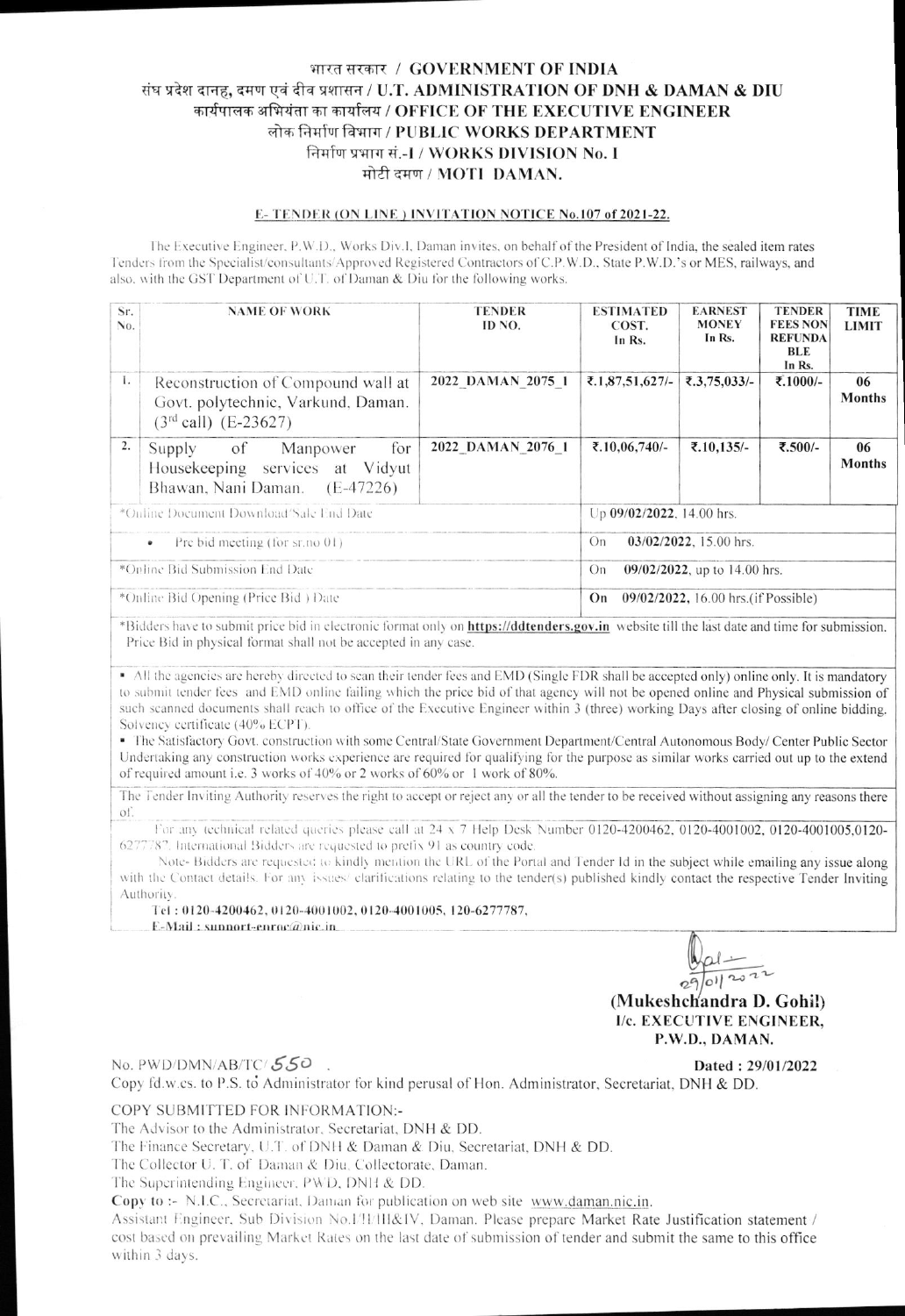# भारत सरकार / GOVERNMENT OF INDIA
## संघ प्रदेश दानह, दमण एवं दीव प्रशासन / U.T. ADMINISTRATION OF DNH & DAMAN & DIU
## कार्यपालक अभियंता का कार्यालय / OFFICE OF THE EXECUTIVE ENGINEER
## लोक निर्माण विभाग / PUBLIC WORKS DEPARTMENT
## निर्माण प्रभाग सं.-I / WORKS DIVISION No. 1
## मोटी दमण / MOTI DAMAN.

**E- TENDER (ON LINE ) INVITATION NOTICE No.107 of 2021-22.**

The Executive Engineer, P.W.D., Works Div.I, Daman invites, on behalf of the President of India, the sealed item rates Tenders from the Specialist/consultants/Approved Registered Contractors of C.P.W.D., State P.W.D.'s or MES, railways, and also, with the GST Department of U.T. of Daman & Diu for the following works.

| Sr. No. | NAME OF WORK | TENDER ID NO. | ESTIMATED COST. In Rs. | EARNEST MONEY In Rs. | TENDER FEES NON REFUNDABLE In Rs. | TIME LIMIT |
|---|---|---|---|---|---|---|
| 1. | Reconstruction of Compound wall at Govt. polytechnic, Varkund, Daman. (3rd call) (E-23627) | 2022_DAMAN_2075_1 | ₹.1,87,51,627/- | ₹.3,75,033/- | ₹.1000/- | 06 Months |
| 2. | Supply of Manpower for Housekeeping services at Vidyut Bhawan, Nani Daman. (E-47226) | 2022_DAMAN_2076_1 | ₹.10,06,740/- | ₹.10,135/- | ₹.500/- | 06 Months |
| *Online Document Download/Sale End Date | | | Up **09/02/2022**, 14.00 hrs. | | | |
| • Pre bid meeting (for sr.no 01) | | | On **03/02/2022**, 15.00 hrs. | | | |
| *Online Bid Submission End Date | | | On **09/02/2022**, up to 14.00 hrs. | | | |
| *Online Bid Opening (Price Bid ) Date | | | On **09/02/2022**, 16.00 hrs.(if Possible) | | | |

*Bidders have to submit price bid in electronic format only on **https://ddtenders.gov.in** website till the last date and time for submission. Price Bid in physical format shall not be accepted in any case.

- All the agencies are hereby directed to scan their tender fees and EMD (Single FDR shall be accepted only) online only. It is mandatory to submit tender fees and EMD online failing which the price bid of that agency will not be opened online and Physical submission of such scanned documents shall reach to office of the Executive Engineer within 3 (three) working Days after closing of online bidding. Solvency certificate (40% ECPT).
- The Satisfactory Govt. construction with some Central/State Government Department/Central Autonomous Body/ Center Public Sector Undertaking any construction works experience are required for qualifying for the purpose as similar works carried out up to the extend of required amount i.e. 3 works of 40% or 2 works of 60% or 1 work of 80%.

The Tender Inviting Authority reserves the right to accept or reject any or all the tender to be received without assigning any reasons there of.

For any technical related queries please call at 24 x 7 Help Desk Number 0120-4200462, 0120-4001002, 0120-4001005,0120-6277787. International Bidders are requested to prefix 91 as country code.

Note- Bidders are requested to kindly mention the URL of the Portal and Tender Id in the subject while emailing any issue along with the Contact details. For any issues/ clarifications relating to the tender(s) published kindly contact the respective Tender Inviting Authority.

**Tel : 0120-4200462, 0120-4001002, 0120-4001005, 120-6277787,**
**E-Mail : support-eproc@nic.in**

29/01/2022

**(Mukeshchandra D. Gohil)**
**I/c. EXECUTIVE ENGINEER,**
**P.W.D., DAMAN.**

No. PWD/DMN/AB/TC/ 550 . **Dated : 29/01/2022**

Copy fd.w.cs. to P.S. to Administrator for kind perusal of Hon. Administrator, Secretariat, DNH & DD.

COPY SUBMITTED FOR INFORMATION:-

The Advisor to the Administrator, Secretariat, DNH & DD.
The Finance Secretary, U.T. of DNH & Daman & Diu, Secretariat, DNH & DD.
The Collector U. T. of Daman & Diu, Collectorate, Daman.
The Superintending Engineer, PWD, DNH & DD.

**Copy to :-** N.I.C., Secretariat, Daman for publication on web site www.daman.nic.in.
Assistant Engineer, Sub Division No.I/II/III&IV, Daman. Please prepare Market Rate Justification statement / cost based on prevailing Market Rates on the last date of submission of tender and submit the same to this office within 3 days.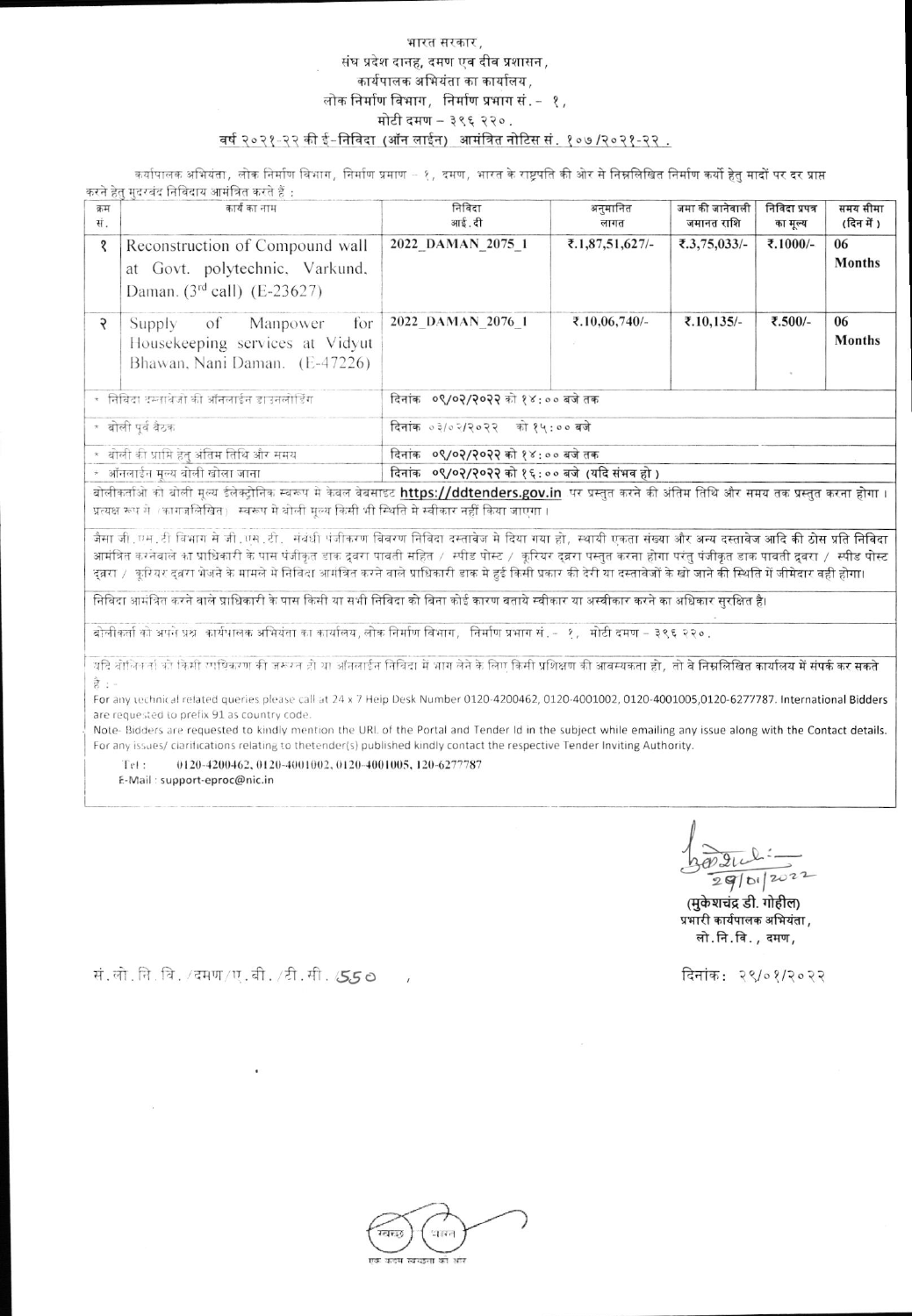भारत सरकार,
संघ प्रदेश दानह, दमण एवं दीव प्रशासन,
कार्यपालक अभियंता का कार्यालय,
लोक निर्माण विभाग, निर्माण प्रभाग सं. - १,
मोटी दमण – ३९६ २२०.

**वर्ष २०२१-२२ की ई-निविदा (ऑन लाईन) आमंत्रित नोटिस सं. १०७/२०२१-२२ .**

कार्यपालक अभियंता, लोक निर्माण विभाग, निर्माण प्रभाग – १, दमण, भारत के राष्ट्रपति की ओर से निम्नलिखित निर्माण कार्यो हेतु मदों पर दर प्राप्त करने हेतु मुहरबंद निविदाय आमंत्रित करते है :

| क्रम सं. | कार्य का नाम | निविदा आई.डी | अनुमानित लागत | जमा की जानेवाली जमानत राशि | निविदा प्रपत्र का मूल्य | समय सीमा (दिन में) |
|---|---|---|---|---|---|---|
| १ | Reconstruction of Compound wall at Govt. polytechnic, Varkund, Daman. (3rd call) (E-23627) | 2022_DAMAN_2075_1 | ₹.1,87,51,627/- | ₹.3,75,033/- | ₹.1000/- | 06 Months |
| २ | Supply of Manpower for Housekeeping services at Vidyut Bhawan, Nani Daman. (E-47226) | 2022_DAMAN_2076_1 | ₹.10,06,740/- | ₹.10,135/- | ₹.500/- | 06 Months |
| * निविदा दस्तावेजों की ऑनलाईन डाउनलोडिंग | | दिनांक ०९/०२/२०२२ को १४:०० बजे तक | | | | |
| * बोली पूर्व बैठक | | दिनांक ०३/०२/२०२२ को १५:०० बजे | | | | |
| * बोली की प्राप्ति हेतु अंतिम तिथि और समय | | दिनांक ०९/०२/२०२२ को १४:०० बजे तक | | | | |
| * ऑनलाईन मूल्य बोली खोला जाना | | दिनांक ०९/०२/२०२२ को १६:०० बजे (यदि संभव हो) | | | | |

बोलीकर्ताओं को बोली मूल्य ईलेक्ट्रोनिक स्वरूप में केवल वेबसाइट **https://ddtenders.gov.in** पर प्रस्तुत करने की अंतिम तिथि और समय तक प्रस्तुत करना होगा। प्रत्यक्ष रूप से (कागजलिखित) स्वरूप में बोली मूल्य किसी भी स्थिति में स्वीकार नहीं किया जाएगा।

जैसा जी.एस.टी विभाग में जी.एस.टी. संबंधी पंजीकरण विवरण निविदा दस्तावेज में दिया गया हो, स्थायी एकता संख्या और अन्य दस्तावेज आदि की ठोस प्रति निविदा आमंत्रित करनेवाले का प्राधिकारी के पास पंजीकृत डाक द्वारा पावती सहित / स्पीड पोस्ट / कूरियर द्वारा प्रस्तुत करना होगा परंतु पंजीकृत डाक पावती द्वारा / स्पीड पोस्ट द्वारा / कूरियर द्वारा भेजने के मामले में निविदा आमंत्रित करने वाले प्राधिकारी डाक में हुई किसी प्रकार की देरी या दस्तावेजों के खो जाने की स्थिति में जीमेदार नही होगा।

निविदा आमंत्रित करने वाले प्राधिकारी के पास किसी या सभी निविदा को बिना कोई कारण बताये स्वीकार या अस्वीकार करने का अधिकार सुरक्षित है।

बोलीकर्ता को अपने प्रश्न कार्यपालक अभियंता का कार्यालय, लोक निर्माण विभाग, निर्माण प्रभाग सं. - १, मोटी दमण – ३९६ २२०.

यदि बोलीकर्ता को किसी स्पष्टिकरण की जरूरत हो या ऑनलाईन निविदा में भाग लेने के लिए किसी प्रशिक्षण की आवश्यकता हो, तो वे निम्नलिखित कार्यालय में संपर्क कर सकते है : -

For any technical related queries please call at 24 x 7 Help Desk Number 0120-4200462, 0120-4001002, 0120-4001005,0120-6277787. International Bidders are requested to prefix 91 as country code.

Note- Bidders are requested to kindly mention the URL of the Portal and Tender Id in the subject while emailing any issue along with the Contact details. For any issues/ clarifications relating to thetender(s) published kindly contact the respective Tender Inviting Authority.

Tel : 0120-4200462, 0120-4001002, 0120-4001005, 120-6277787
E-Mail : support-eproc@nic.in

29/01/2022

**(मुकेशचंद्र डी. गोहील)**
**प्रभारी कार्यपालक अभियंता,**
**लो.नि.वि., दमण,**

सं.लो.नि.वि./दमण/ए.बी./टी.सी. 550 ,

दिनांक: २९/०१/२०२२